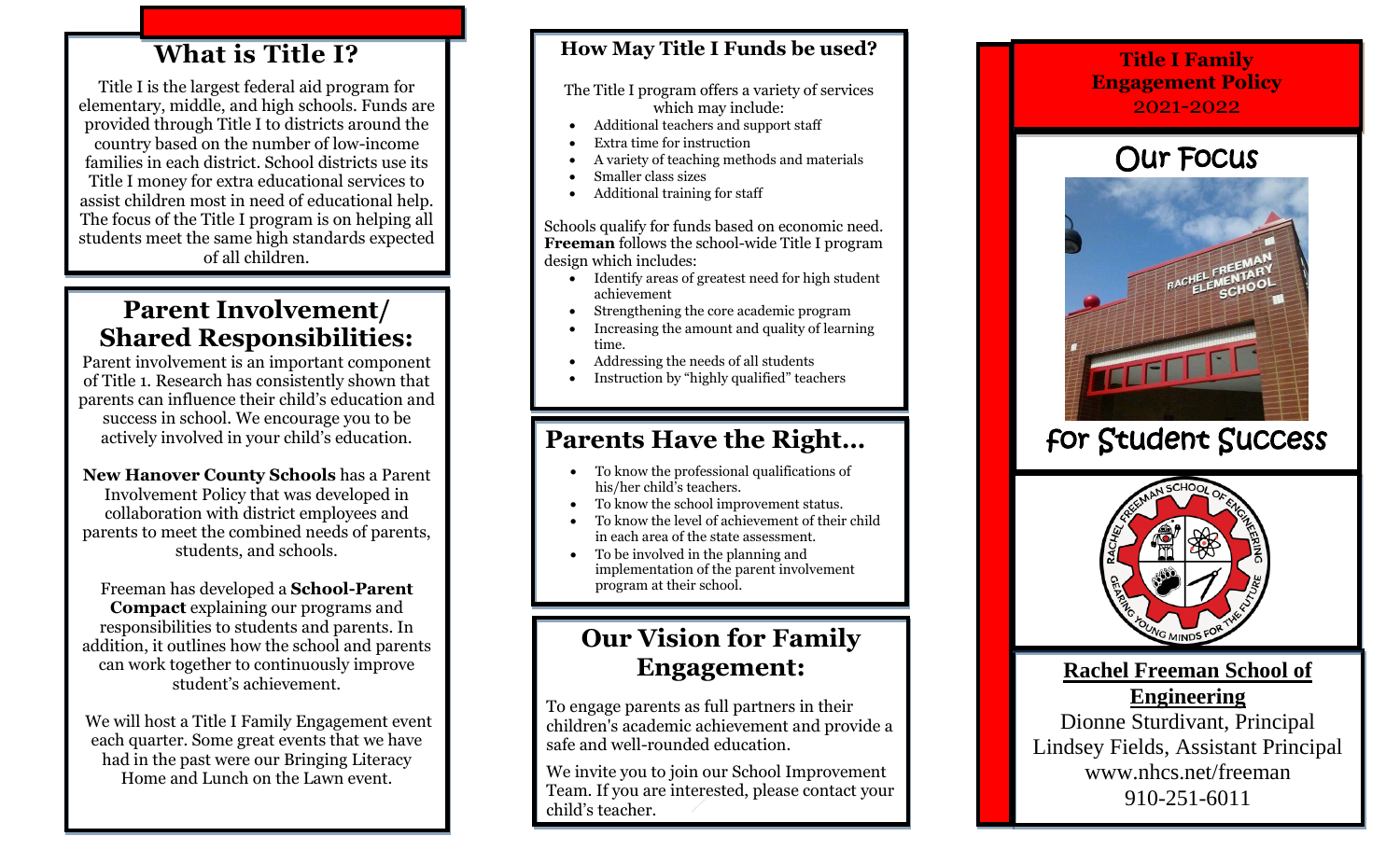## What is Title I?

Title I is the largest federal aid program for elementary, middle, and high schools. Funds are provided through Title I to districts around the country based on the number of low-income families in each district. School districts use its Title I money for extra educational services to assist children most in need of educational help. The focus of the Title I program is on helping all students meet the same high standards expected of all children.

## Parent Involvement/ Shared Responsibilities:

Parent involvement is an important component of Title 1. Research has consistently shown that parents can influence their child's education and success in school. We encourage you to be actively involved in your child's education.

**New Hanover County Schools** has a Parent Involvement Policy that was developed in collaboration with district employees and parents to meet the combined needs of parents, students, and schools.

Freeman has developed a **School-Parent Compact** explaining our programs and responsibilities to students and parents. In addition, it outlines how the school and parents can work together to continuously improve student's achievement.

We will host a Title I Family Engagement event each quarter. Some great events that we have had in the past were our Bringing Literacy Home and Lunch on the Lawn event.

## How May Title I Funds be used?

The Title I program offers a variety of services which may include:

- Additional teachers and support staff
- Extra time for instruction
- A variety of teaching methods and materials
- Smaller class sizes
- Additional training for staff

Schools qualify for funds based on economic need. **Freeman** follows the school-wide Title I program design which includes:

- Identify areas of greatest need for high student achievement
- Strengthening the core academic program
- Increasing the amount and quality of learning time.
- Addressing the needs of all students
- Instruction by "highly qualified" teachers

## Parents Have the Right…

- To know the professional qualifications of his/her child's teachers.
- To know the school improvement status.
- To know the level of achievement of their child in each area of the state assessment.
- To be involved in the planning and implementation of the parent involvement program at their school.

## Our Vision for Family Engagement:

To engage parents as full partners in their children's academic achievement and provide a safe and well-rounded education.

We invite you to join our School Improvement Team. If you are interested, please contact your child's teacher.

# Title I Family Engagement Policy 2021-2022

## Our Focus for Student Success

**Rachel Freeman School of Engineering**

Dionne Sturdivant, Principal
Lindsey Fields, Assistant Principal
www.nhcs.net/freeman
910-251-6011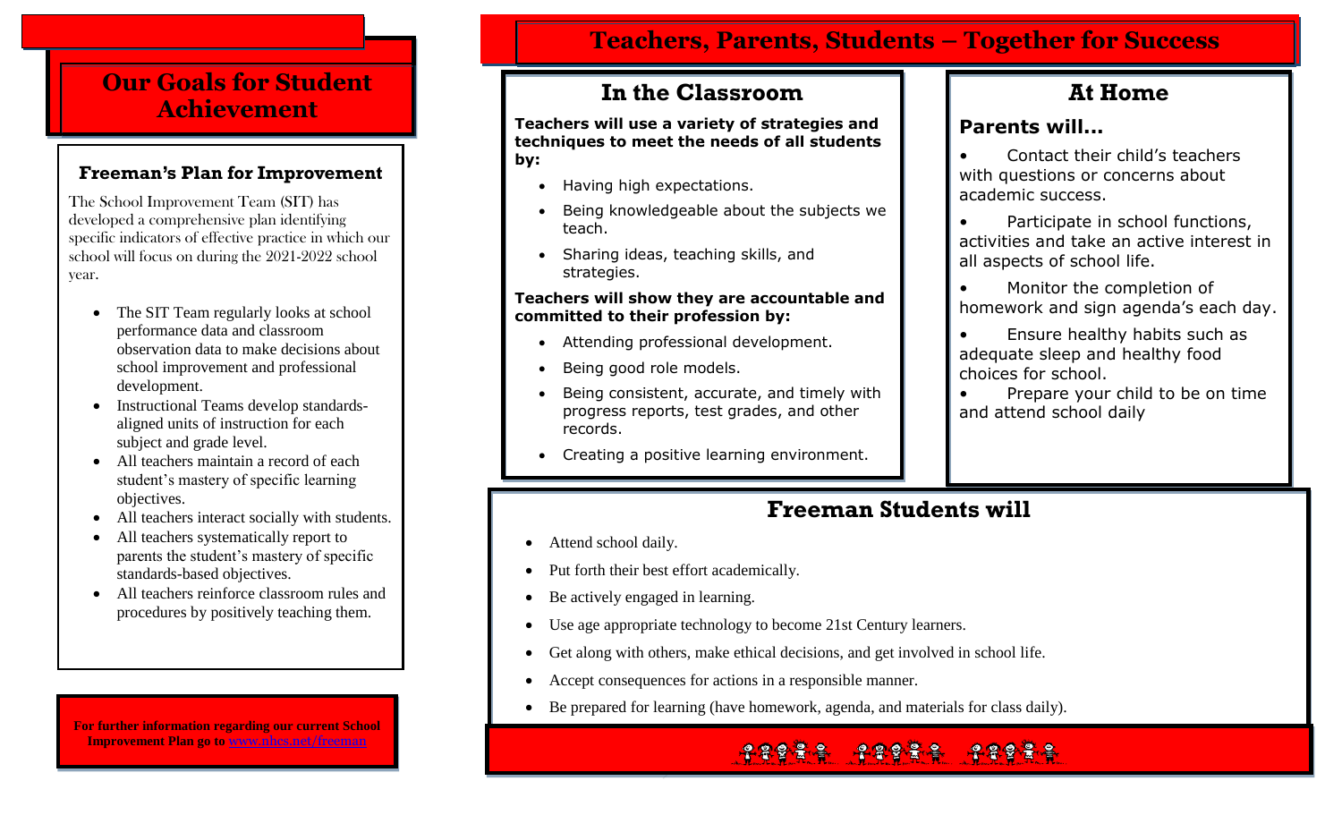# Our Goals for Student Achievement

### Freeman's Plan for Improvement

The School Improvement Team (SIT) has developed a comprehensive plan identifying specific indicators of effective practice in which our school will focus on during the 2021-2022 school year.

- The SIT Team regularly looks at school performance data and classroom observation data to make decisions about school improvement and professional development.
- Instructional Teams develop standards-aligned units of instruction for each subject and grade level.
- All teachers maintain a record of each student's mastery of specific learning objectives.
- All teachers interact socially with students.
- All teachers systematically report to parents the student's mastery of specific standards-based objectives.
- All teachers reinforce classroom rules and procedures by positively teaching them.

**For further information regarding our current School Improvement Plan go to www.nhcs.net/freeman**

# Teachers, Parents, Students – Together for Success

## In the Classroom

**Teachers will use a variety of strategies and techniques to meet the needs of all students by:**

- Having high expectations.
- Being knowledgeable about the subjects we teach.
- Sharing ideas, teaching skills, and strategies.

**Teachers will show they are accountable and committed to their profession by:**

- Attending professional development.
- Being good role models.
- Being consistent, accurate, and timely with progress reports, test grades, and other records.
- Creating a positive learning environment.

## At Home

### Parents will…

- Contact their child's teachers with questions or concerns about academic success.
- Participate in school functions, activities and take an active interest in all aspects of school life.
- Monitor the completion of homework and sign agenda's each day.
- Ensure healthy habits such as adequate sleep and healthy food choices for school.
- Prepare your child to be on time and attend school daily

## Freeman Students will

- Attend school daily.
- Put forth their best effort academically.
- Be actively engaged in learning.
- Use age appropriate technology to become 21st Century learners.
- Get along with others, make ethical decisions, and get involved in school life.
- Accept consequences for actions in a responsible manner.
- Be prepared for learning (have homework, agenda, and materials for class daily).